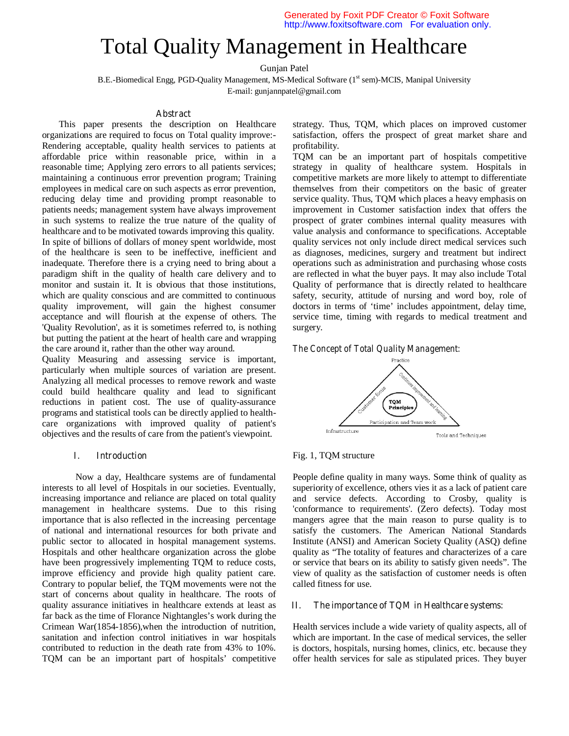# Total Quality Management in Healthcare

Gunjan Patel

B.E.-Biomedical Engg, PGD-Quality Management, MS-Medical Software (1st sem)-MCIS, Manipal University

E-mail: gunjannpatel@gmail.com

## Abstract

This paper presents the description on Healthcare organizations are required to focus on Total quality improve:- Rendering acceptable, quality health services to patients at affordable price within reasonable price, within in a reasonable time; Applying zero errors to all patients services; maintaining a continuous error prevention program; Training employees in medical care on such aspects as error prevention, reducing delay time and providing prompt reasonable to patients needs; management system have always improvement in such systems to realize the true nature of the quality of healthcare and to be motivated towards improving this quality. In spite of billions of dollars of money spent worldwide, most of the healthcare is seen to be ineffective, inefficient and inadequate. Therefore there is a crying need to bring about a paradigm shift in the quality of health care delivery and to monitor and sustain it. It is obvious that those institutions, which are quality conscious and are committed to continuous quality improvement, will gain the highest consumer acceptance and will flourish at the expense of others. The 'Quality Revolution', as it is sometimes referred to, is nothing but putting the patient at the heart of health care and wrapping the care around it, rather than the other way around.

Quality Measuring and assessing service is important, particularly when multiple sources of variation are present. Analyzing all medical processes to remove rework and waste could build healthcare quality and lead to significant reductions in patient cost. The use of quality-assurance programs and statistical tools can be directly applied to health-care organizations with improved quality of patient's objectives and the results of care from the patient's viewpoint.

## I. Introduction

Now a day, Healthcare systems are of fundamental interests to all level of Hospitals in our societies. Eventually, increasing importance and reliance are placed on total quality management in healthcare systems. Due to this rising importance that is also reflected in the increasing percentage of national and international resources for both private and public sector to allocated in hospital management systems. Hospitals and other healthcare organization across the globe have been progressively implementing TQM to reduce costs, improve efficiency and provide high quality patient care. Contrary to popular belief, the TQM movements were not the start of concerns about quality in healthcare. The roots of quality assurance initiatives in healthcare extends at least as far back as the time of Florance Nightangles's work during the Crimean War(1854-1856),when the introduction of nutrition, sanitation and infection control initiatives in war hospitals contributed to reduction in the death rate from 43% to 10%. TQM can be an important part of hospitals' competitive strategy. Thus, TQM, which places on improved customer satisfaction, offers the prospect of great market share and profitability.

TQM can be an important part of hospitals competitive strategy in quality of healthcare system. Hospitals in competitive markets are more likely to attempt to differentiate themselves from their competitors on the basic of greater service quality. Thus, TQM which places a heavy emphasis on improvement in Customer satisfaction index that offers the prospect of grater combines internal quality measures with value analysis and conformance to specifications. Acceptable quality services not only include direct medical services such as diagnoses, medicines, surgery and treatment but indirect operations such as administration and purchasing whose costs are reflected in what the buyer pays. It may also include Total Quality of performance that is directly related to healthcare safety, security, attitude of nursing and word boy, role of doctors in terms of 'time' includes appointment, delay time, service time, timing with regards to medical treatment and surgery.

### The Concept of Total Quality Management:

Fig. 1, TQM structure

People define quality in many ways. Some think of quality as superiority of excellence, others vies it as a lack of patient care and service defects. According to Crosby, quality is 'conformance to requirements'. (Zero defects). Today most mangers agree that the main reason to purse quality is to satisfy the customers. The American National Standards Institute (ANSI) and American Society Quality (ASQ) define quality as "The totality of features and characterizes of a care or service that bears on its ability to satisfy given needs". The view of quality as the satisfaction of customer needs is often called fitness for use.

## II. The importance of TQM in Healthcare systems:

Health services include a wide variety of quality aspects, all of which are important. In the case of medical services, the seller is doctors, hospitals, nursing homes, clinics, etc. because they offer health services for sale as stipulated prices. They buyer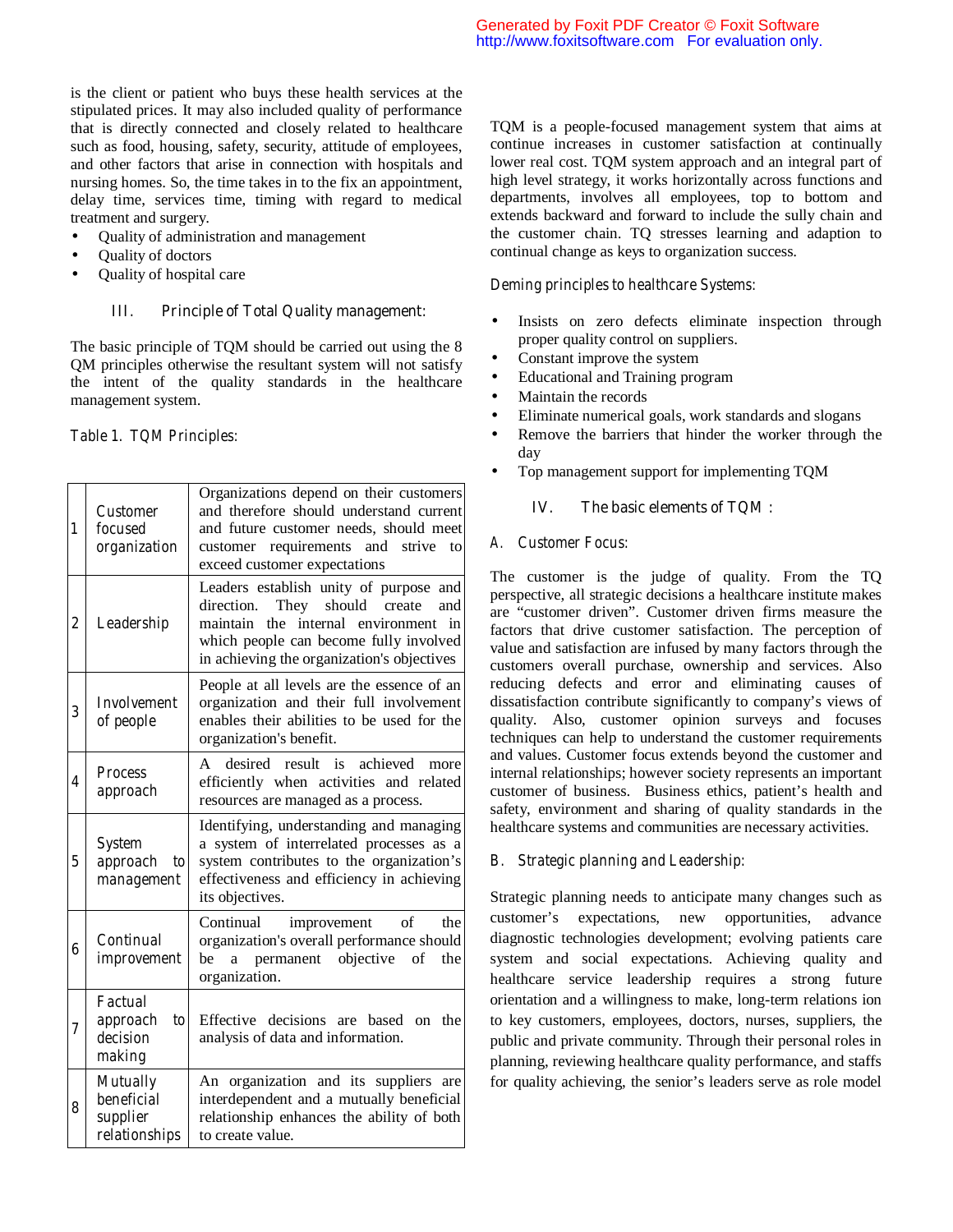is the client or patient who buys these health services at the stipulated prices. It may also included quality of performance that is directly connected and closely related to healthcare such as food, housing, safety, security, attitude of employees, and other factors that arise in connection with hospitals and nursing homes. So, the time takes in to the fix an appointment, delay time, services time, timing with regard to medical treatment and surgery.

- Quality of administration and management
- Quality of doctors
- Quality of hospital care

## III. Principle of Total Quality management:

The basic principle of TQM should be carried out using the 8 QM principles otherwise the resultant system will not satisfy the intent of the quality standards in the healthcare management system.

Table 1. TQM Principles:

| | | |
|---|---|---|
| 1 | Customer focused organization | Organizations depend on their customers and therefore should understand current and future customer needs, should meet customer requirements and strive to exceed customer expectations |
| 2 | Leadership | Leaders establish unity of purpose and direction. They should create and maintain the internal environment in which people can become fully involved in achieving the organization's objectives |
| 3 | Involvement of people | People at all levels are the essence of an organization and their full involvement enables their abilities to be used for the organization's benefit. |
| 4 | Process approach | A desired result is achieved more efficiently when activities and related resources are managed as a process. |
| 5 | System approach to management | Identifying, understanding and managing a system of interrelated processes as a system contributes to the organization's effectiveness and efficiency in achieving its objectives. |
| 6 | Continual improvement | Continual improvement of the organization's overall performance should be a permanent objective of the organization. |
| 7 | Factual approach to decision making | Effective decisions are based on the analysis of data and information. |
| 8 | Mutually beneficial supplier relationships | An organization and its suppliers are interdependent and a mutually beneficial relationship enhances the ability of both to create value. |

TQM is a people-focused management system that aims at continue increases in customer satisfaction at continually lower real cost. TQM system approach and an integral part of high level strategy, it works horizontally across functions and departments, involves all employees, top to bottom and extends backward and forward to include the sully chain and the customer chain. TQ stresses learning and adaption to continual change as keys to organization success.

Deming principles to healthcare Systems:

- Insists on zero defects eliminate inspection through proper quality control on suppliers.
- Constant improve the system
- Educational and Training program
- Maintain the records
- Eliminate numerical goals, work standards and slogans
- Remove the barriers that hinder the worker through the day
- Top management support for implementing TQM

## IV. The basic elements of TQM :

### A. Customer Focus:

The customer is the judge of quality. From the TQ perspective, all strategic decisions a healthcare institute makes are "customer driven". Customer driven firms measure the factors that drive customer satisfaction. The perception of value and satisfaction are infused by many factors through the customers overall purchase, ownership and services. Also reducing defects and error and eliminating causes of dissatisfaction contribute significantly to company's views of quality. Also, customer opinion surveys and focuses techniques can help to understand the customer requirements and values. Customer focus extends beyond the customer and internal relationships; however society represents an important customer of business. Business ethics, patient's health and safety, environment and sharing of quality standards in the healthcare systems and communities are necessary activities.

### B. Strategic planning and Leadership:

Strategic planning needs to anticipate many changes such as customer's expectations, new opportunities, advance diagnostic technologies development; evolving patients care system and social expectations. Achieving quality and healthcare service leadership requires a strong future orientation and a willingness to make, long-term relations ion to key customers, employees, doctors, nurses, suppliers, the public and private community. Through their personal roles in planning, reviewing healthcare quality performance, and staffs for quality achieving, the senior's leaders serve as role model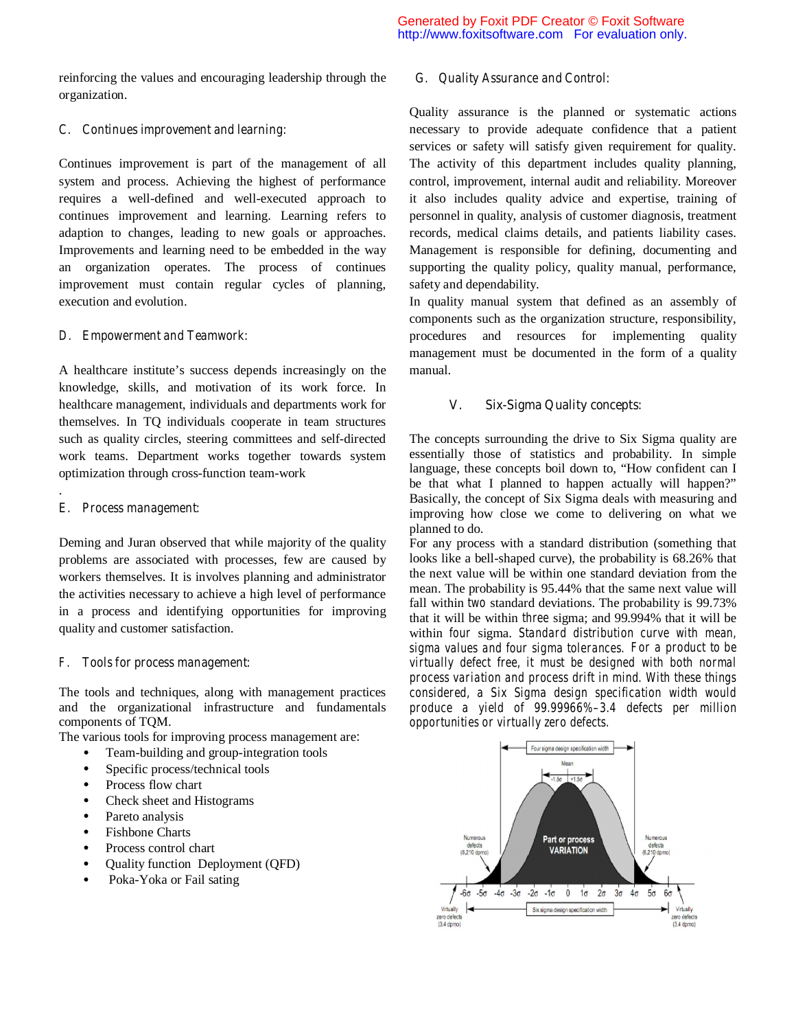reinforcing the values and encouraging leadership through the organization.

### C. Continues improvement and learning:

Continues improvement is part of the management of all system and process. Achieving the highest of performance requires a well-defined and well-executed approach to continues improvement and learning. Learning refers to adaption to changes, leading to new goals or approaches. Improvements and learning need to be embedded in the way an organization operates. The process of continues improvement must contain regular cycles of planning, execution and evolution.

### D. Empowerment and Teamwork:

A healthcare institute's success depends increasingly on the knowledge, skills, and motivation of its work force. In healthcare management, individuals and departments work for themselves. In TQ individuals cooperate in team structures such as quality circles, steering committees and self-directed work teams. Department works together towards system optimization through cross-function team-work

.

### E. Process management:

Deming and Juran observed that while majority of the quality problems are associated with processes, few are caused by workers themselves. It is involves planning and administrator the activities necessary to achieve a high level of performance in a process and identifying opportunities for improving quality and customer satisfaction.

### F. Tools for process management:

The tools and techniques, along with management practices and the organizational infrastructure and fundamentals components of TQM.

The various tools for improving process management are:

- Team-building and group-integration tools
- Specific process/technical tools
- Process flow chart
- Check sheet and Histograms
- Pareto analysis
- Fishbone Charts
- Process control chart
- Quality function Deployment (QFD)
- Poka-Yoka or Fail sating

### G. Quality Assurance and Control:

Quality assurance is the planned or systematic actions necessary to provide adequate confidence that a patient services or safety will satisfy given requirement for quality. The activity of this department includes quality planning, control, improvement, internal audit and reliability. Moreover it also includes quality advice and expertise, training of personnel in quality, analysis of customer diagnosis, treatment records, medical claims details, and patients liability cases. Management is responsible for defining, documenting and supporting the quality policy, quality manual, performance, safety and dependability.

In quality manual system that defined as an assembly of components such as the organization structure, responsibility, procedures and resources for implementing quality management must be documented in the form of a quality manual.

## V. Six-Sigma Quality concepts:

The concepts surrounding the drive to Six Sigma quality are essentially those of statistics and probability. In simple language, these concepts boil down to, "How confident can I be that what I planned to happen actually will happen?" Basically, the concept of Six Sigma deals with measuring and improving how close we come to delivering on what we planned to do.

For any process with a standard distribution (something that looks like a bell-shaped curve), the probability is 68.26% that the next value will be within one standard deviation from the mean. The probability is 95.44% that the same next value will fall within two standard deviations. The probability is 99.73% that it will be within three sigma; and 99.994% that it will be within four sigma. Standard distribution curve with mean, sigma values and four sigma tolerances. For a product to be virtually defect free, it must be designed with both normal process variation and process drift in mind. With these things considered, a Six Sigma design specification width would produce a yield of 99.99966%–3.4 defects per million opportunities or virtually zero defects.

Four sigma design specification width

Mean

$-1.5\sigma$ $+1.5\sigma$

Part or process VARIATION

Numerous defects (6,210 dpmo)

Numerous defects (6,210 dpmo)

$-6\sigma$ $-5\sigma$ $-4\sigma$ $-3\sigma$ $-2\sigma$ $-1\sigma$ $0$ $1\sigma$ $2\sigma$ $3\sigma$ $4\sigma$ $5\sigma$ $6\sigma$

Virtually zero defects (3.4 dpmo)

Six sigma design specification width

Virtually zero defects (3.4 dpmo)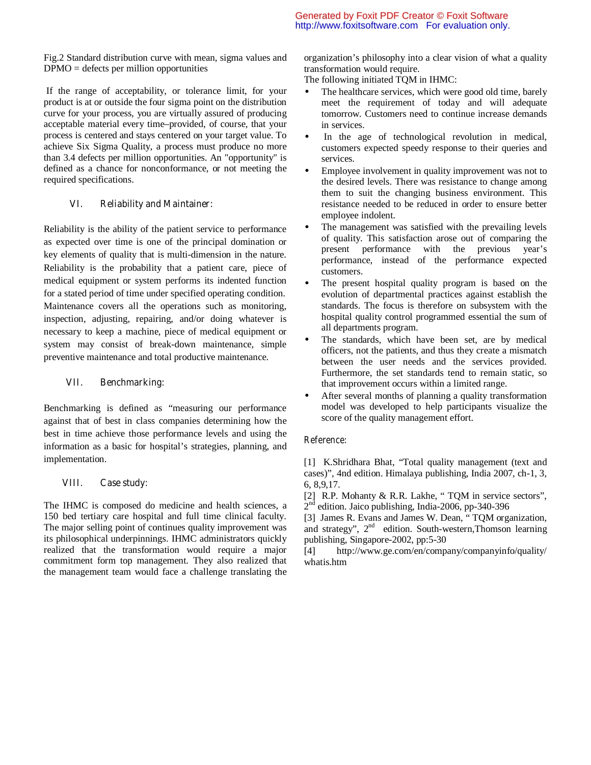Fig.2 Standard distribution curve with mean, sigma values and DPMO = defects per million opportunities

If the range of acceptability, or tolerance limit, for your product is at or outside the four sigma point on the distribution curve for your process, you are virtually assured of producing acceptable material every time–provided, of course, that your process is centered and stays centered on your target value. To achieve Six Sigma Quality, a process must produce no more than 3.4 defects per million opportunities. An "opportunity" is defined as a chance for nonconformance, or not meeting the required specifications.

## VI. Reliability and Maintainer:

Reliability is the ability of the patient service to performance as expected over time is one of the principal domination or key elements of quality that is multi-dimension in the nature. Reliability is the probability that a patient care, piece of medical equipment or system performs its indented function for a stated period of time under specified operating condition. Maintenance covers all the operations such as monitoring, inspection, adjusting, repairing, and/or doing whatever is necessary to keep a machine, piece of medical equipment or system may consist of break-down maintenance, simple preventive maintenance and total productive maintenance.

## VII. Benchmarking:

Benchmarking is defined as "measuring our performance against that of best in class companies determining how the best in time achieve those performance levels and using the information as a basic for hospital's strategies, planning, and implementation.

## VIII. Case study:

The IHMC is composed do medicine and health sciences, a 150 bed tertiary care hospital and full time clinical faculty. The major selling point of continues quality improvement was its philosophical underpinnings. IHMC administrators quickly realized that the transformation would require a major commitment form top management. They also realized that the management team would face a challenge translating the organization's philosophy into a clear vision of what a quality transformation would require.

The following initiated TQM in IHMC:

- The healthcare services, which were good old time, barely meet the requirement of today and will adequate tomorrow. Customers need to continue increase demands in services.
- In the age of technological revolution in medical, customers expected speedy response to their queries and services.
- Employee involvement in quality improvement was not to the desired levels. There was resistance to change among them to suit the changing business environment. This resistance needed to be reduced in order to ensure better employee indolent.
- The management was satisfied with the prevailing levels of quality. This satisfaction arose out of comparing the present performance with the previous year's performance, instead of the performance expected customers.
- The present hospital quality program is based on the evolution of departmental practices against establish the standards. The focus is therefore on subsystem with the hospital quality control programmed essential the sum of all departments program.
- The standards, which have been set, are by medical officers, not the patients, and thus they create a mismatch between the user needs and the services provided. Furthermore, the set standards tend to remain static, so that improvement occurs within a limited range.
- After several months of planning a quality transformation model was developed to help participants visualize the score of the quality management effort.

## Reference:

[1] K.Shridhara Bhat, "Total quality management (text and cases)", 4nd edition. Himalaya publishing, India 2007, ch-1, 3, 6, 8,9,17.

[2] R.P. Mohanty & R.R. Lakhe, " TQM in service sectors", 2nd edition. Jaico publishing, India-2006, pp-340-396

[3] James R. Evans and James W. Dean, " TQM organization, and strategy", 2nd edition. South-western,Thomson learning publishing, Singapore-2002, pp:5-30

[4] http://www.ge.com/en/company/companyinfo/quality/whatis.htm